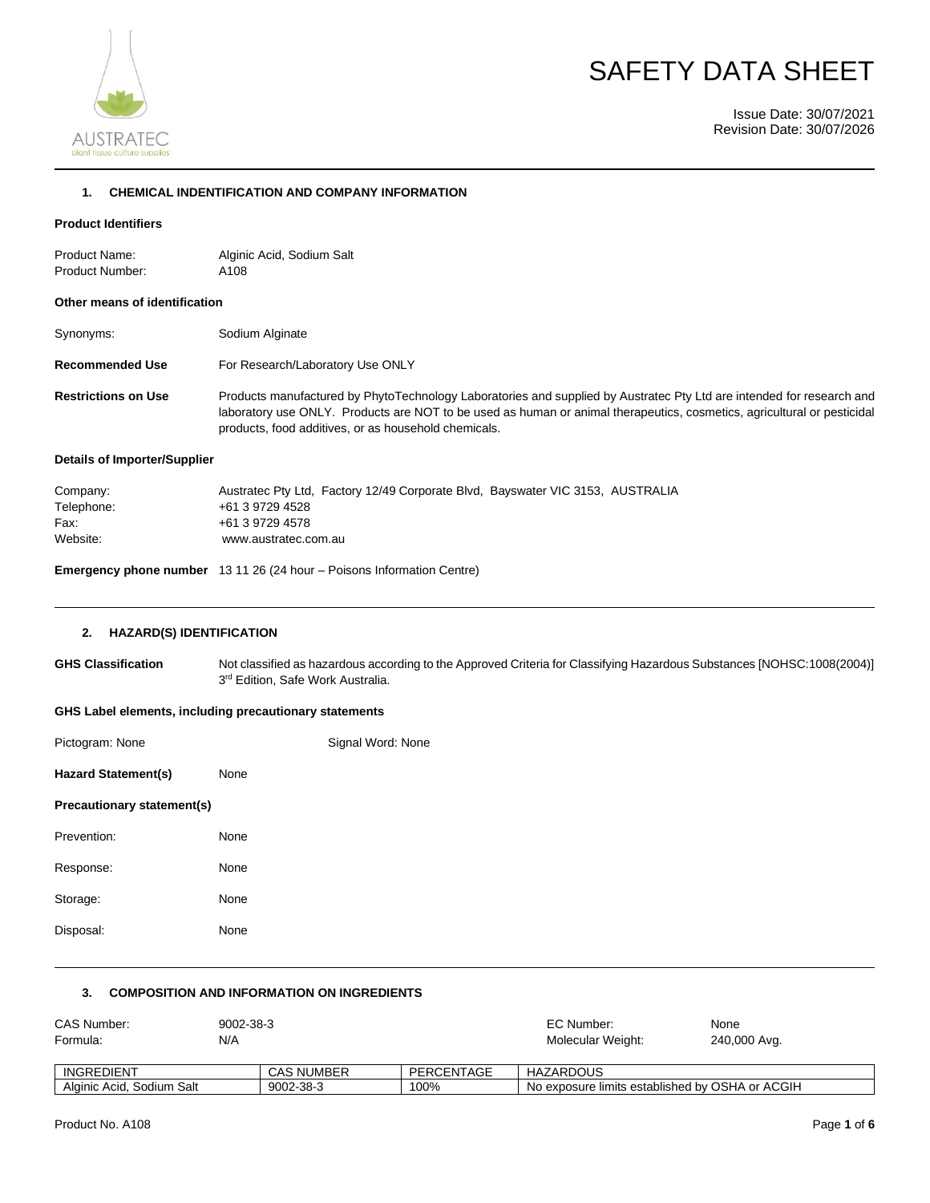# SAFETY DATA SHEET

Issue Date: 30/07/2021
Revision Date: 30/07/2026

## 1. CHEMICAL INDENTIFICATION AND COMPANY INFORMATION

**Product Identifiers**

Product Name: Alginic Acid, Sodium Salt
Product Number: A108

**Other means of identification**

Synonyms: Sodium Alginate

**Recommended Use** For Research/Laboratory Use ONLY

**Restrictions on Use** Products manufactured by PhytoTechnology Laboratories and supplied by Austratec Pty Ltd are intended for research and laboratory use ONLY. Products are NOT to be used as human or animal therapeutics, cosmetics, agricultural or pesticidal products, food additives, or as household chemicals.

**Details of Importer/Supplier**

Company: Austratec Pty Ltd, Factory 12/49 Corporate Blvd, Bayswater VIC 3153, AUSTRALIA
Telephone: +61 3 9729 4528
Fax: +61 3 9729 4578
Website: www.austratec.com.au

**Emergency phone number** 13 11 26 (24 hour – Poisons Information Centre)

## 2. HAZARD(S) IDENTIFICATION

**GHS Classification** Not classified as hazardous according to the Approved Criteria for Classifying Hazardous Substances [NOHSC:1008(2004)] 3rd Edition, Safe Work Australia.

**GHS Label elements, including precautionary statements**

Pictogram: None    Signal Word: None

**Hazard Statement(s)** None

**Precautionary statement(s)**

Prevention: None

Response: None

Storage: None

Disposal: None

## 3. COMPOSITION AND INFORMATION ON INGREDIENTS

CAS Number: 9002-38-3    EC Number: None
Formula: N/A    Molecular Weight: 240,000 Avg.

| INGREDIENT | CAS NUMBER | PERCENTAGE | HAZARDOUS |
|---|---|---|---|
| Alginic Acid, Sodium Salt | 9002-38-3 | 100% | No exposure limits established by OSHA or ACGIH |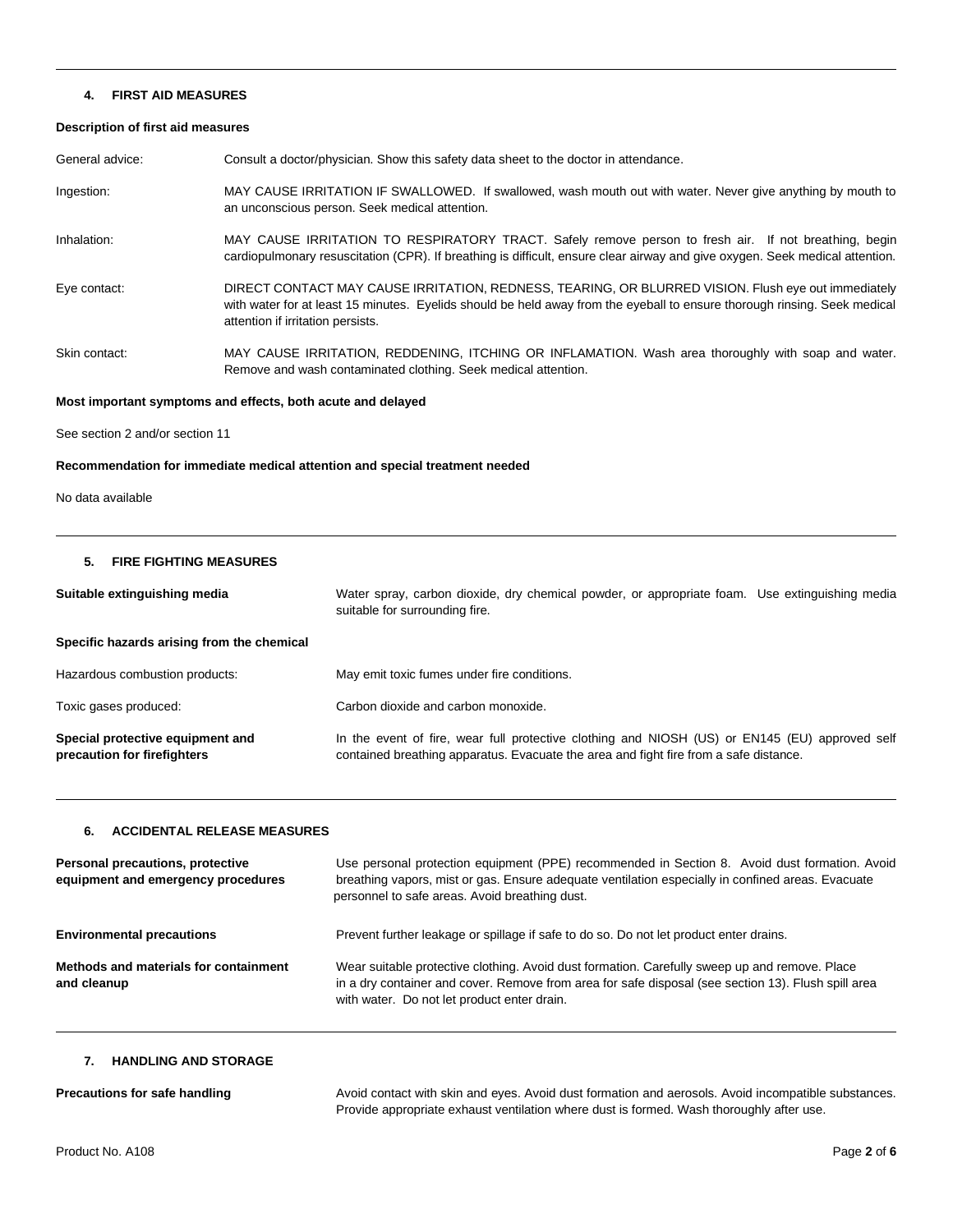## 4. FIRST AID MEASURES

**Description of first aid measures**

| | |
|---|---|
| General advice: | Consult a doctor/physician. Show this safety data sheet to the doctor in attendance. |
| Ingestion: | MAY CAUSE IRRITATION IF SWALLOWED. If swallowed, wash mouth out with water. Never give anything by mouth to an unconscious person. Seek medical attention. |
| Inhalation: | MAY CAUSE IRRITATION TO RESPIRATORY TRACT. Safely remove person to fresh air. If not breathing, begin cardiopulmonary resuscitation (CPR). If breathing is difficult, ensure clear airway and give oxygen. Seek medical attention. |
| Eye contact: | DIRECT CONTACT MAY CAUSE IRRITATION, REDNESS, TEARING, OR BLURRED VISION. Flush eye out immediately with water for at least 15 minutes. Eyelids should be held away from the eyeball to ensure thorough rinsing. Seek medical attention if irritation persists. |
| Skin contact: | MAY CAUSE IRRITATION, REDDENING, ITCHING OR INFLAMATION. Wash area thoroughly with soap and water. Remove and wash contaminated clothing. Seek medical attention. |

**Most important symptoms and effects, both acute and delayed**

See section 2 and/or section 11

**Recommendation for immediate medical attention and special treatment needed**

No data available

## 5. FIRE FIGHTING MEASURES

| | |
|---|---|
| **Suitable extinguishing media** | Water spray, carbon dioxide, dry chemical powder, or appropriate foam. Use extinguishing media suitable for surrounding fire. |
| **Specific hazards arising from the chemical** | |
| Hazardous combustion products: | May emit toxic fumes under fire conditions. |
| Toxic gases produced: | Carbon dioxide and carbon monoxide. |
| **Special protective equipment and precaution for firefighters** | In the event of fire, wear full protective clothing and NIOSH (US) or EN145 (EU) approved self contained breathing apparatus. Evacuate the area and fight fire from a safe distance. |

## 6. ACCIDENTAL RELEASE MEASURES

| | |
|---|---|
| **Personal precautions, protective equipment and emergency procedures** | Use personal protection equipment (PPE) recommended in Section 8. Avoid dust formation. Avoid breathing vapors, mist or gas. Ensure adequate ventilation especially in confined areas. Evacuate personnel to safe areas. Avoid breathing dust. |
| **Environmental precautions** | Prevent further leakage or spillage if safe to do so. Do not let product enter drains. |
| **Methods and materials for containment and cleanup** | Wear suitable protective clothing. Avoid dust formation. Carefully sweep up and remove. Place in a dry container and cover. Remove from area for safe disposal (see section 13). Flush spill area with water. Do not let product enter drain. |

## 7. HANDLING AND STORAGE

| | |
|---|---|
| **Precautions for safe handling** | Avoid contact with skin and eyes. Avoid dust formation and aerosols. Avoid incompatible substances. Provide appropriate exhaust ventilation where dust is formed. Wash thoroughly after use. |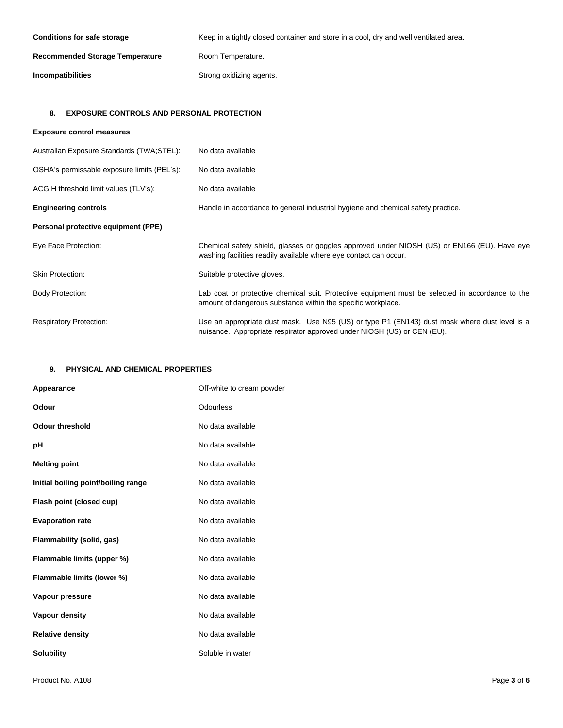| | |
|---|---|
| **Conditions for safe storage** | Keep in a tightly closed container and store in a cool, dry and well ventilated area. |
| **Recommended Storage Temperature** | Room Temperature. |
| **Incompatibilities** | Strong oxidizing agents. |

## 8. EXPOSURE CONTROLS AND PERSONAL PROTECTION

**Exposure control measures**

| | |
|---|---|
| Australian Exposure Standards (TWA;STEL): | No data available |
| OSHA's permissable exposure limits (PEL's): | No data available |
| ACGIH threshold limit values (TLV's): | No data available |
| **Engineering controls** | Handle in accordance to general industrial hygiene and chemical safety practice. |

**Personal protective equipment (PPE)**

| | |
|---|---|
| Eye Face Protection: | Chemical safety shield, glasses or goggles approved under NIOSH (US) or EN166 (EU). Have eye washing facilities readily available where eye contact can occur. |
| Skin Protection: | Suitable protective gloves. |
| Body Protection: | Lab coat or protective chemical suit. Protective equipment must be selected in accordance to the amount of dangerous substance within the specific workplace. |
| Respiratory Protection: | Use an appropriate dust mask. Use N95 (US) or type P1 (EN143) dust mask where dust level is a nuisance. Appropriate respirator approved under NIOSH (US) or CEN (EU). |

## 9. PHYSICAL AND CHEMICAL PROPERTIES

| | |
|---|---|
| **Appearance** | Off-white to cream powder |
| **Odour** | Odourless |
| **Odour threshold** | No data available |
| **pH** | No data available |
| **Melting point** | No data available |
| **Initial boiling point/boiling range** | No data available |
| **Flash point (closed cup)** | No data available |
| **Evaporation rate** | No data available |
| **Flammability (solid, gas)** | No data available |
| **Flammable limits (upper %)** | No data available |
| **Flammable limits (lower %)** | No data available |
| **Vapour pressure** | No data available |
| **Vapour density** | No data available |
| **Relative density** | No data available |
| **Solubility** | Soluble in water |

Product No. A108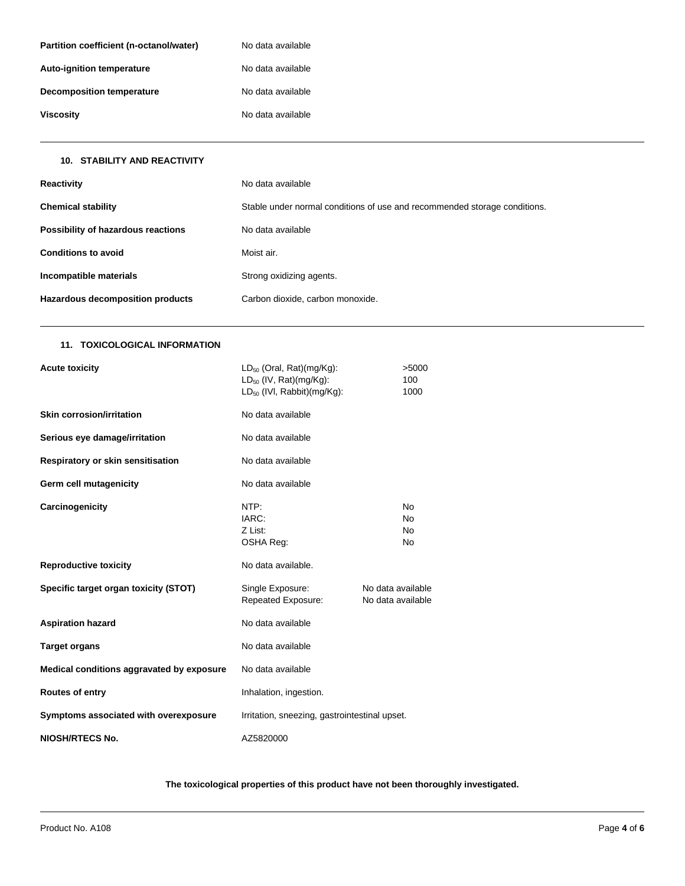| | |
|---|---|
| **Partition coefficient (n-octanol/water)** | No data available |
| **Auto-ignition temperature** | No data available |
| **Decomposition temperature** | No data available |
| **Viscosity** | No data available |

## 10. STABILITY AND REACTIVITY

| | |
|---|---|
| **Reactivity** | No data available |
| **Chemical stability** | Stable under normal conditions of use and recommended storage conditions. |
| **Possibility of hazardous reactions** | No data available |
| **Conditions to avoid** | Moist air. |
| **Incompatible materials** | Strong oxidizing agents. |
| **Hazardous decomposition products** | Carbon dioxide, carbon monoxide. |

## 11. TOXICOLOGICAL INFORMATION

| | | |
|---|---|---|
| **Acute toxicity** | $LD_{50}$ (Oral, Rat)(mg/Kg):<br>$LD_{50}$ (IV, Rat)(mg/Kg):<br>$LD_{50}$ (IVl, Rabbit)(mg/Kg): | >5000<br>100<br>1000 |
| **Skin corrosion/irritation** | No data available | |
| **Serious eye damage/irritation** | No data available | |
| **Respiratory or skin sensitisation** | No data available | |
| **Germ cell mutagenicity** | No data available | |
| **Carcinogenicity** | NTP:<br>IARC:<br>Z List:<br>OSHA Reg: | No<br>No<br>No<br>No |
| **Reproductive toxicity** | No data available. | |
| **Specific target organ toxicity (STOT)** | Single Exposure:<br>Repeated Exposure: | No data available<br>No data available |
| **Aspiration hazard** | No data available | |
| **Target organs** | No data available | |
| **Medical conditions aggravated by exposure** | No data available | |
| **Routes of entry** | Inhalation, ingestion. | |
| **Symptoms associated with overexposure** | Irritation, sneezing, gastrointestinal upset. | |
| **NIOSH/RTECS No.** | AZ5820000 | |

**The toxicological properties of this product have not been thoroughly investigated.**

Product No. A108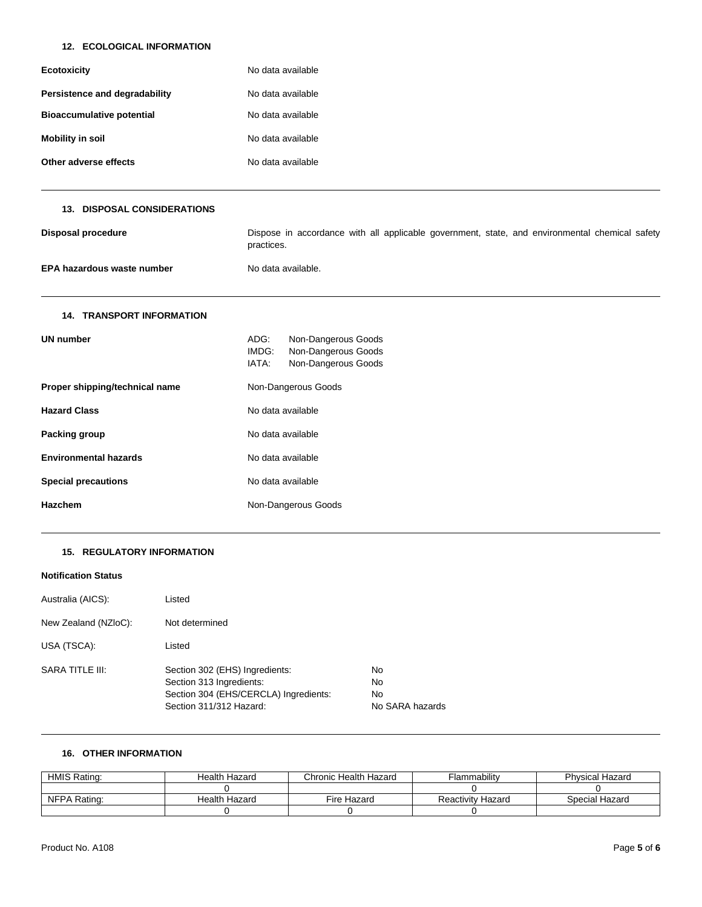## 12. ECOLOGICAL INFORMATION

**Ecotoxicity** No data available

**Persistence and degradability** No data available

**Bioaccumulative potential** No data available

**Mobility in soil** No data available

**Other adverse effects** No data available

## 13. DISPOSAL CONSIDERATIONS

**Disposal procedure** Dispose in accordance with all applicable government, state, and environmental chemical safety practices.

**EPA hazardous waste number** No data available.

## 14. TRANSPORT INFORMATION

**UN number**
ADG: Non-Dangerous Goods
IMDG: Non-Dangerous Goods
IATA: Non-Dangerous Goods

**Proper shipping/technical name** Non-Dangerous Goods

**Hazard Class** No data available

**Packing group** No data available

**Environmental hazards** No data available

**Special precautions** No data available

**Hazchem** Non-Dangerous Goods

## 15. REGULATORY INFORMATION

**Notification Status**

Australia (AICS): Listed

New Zealand (NZloC): Not determined

USA (TSCA): Listed

SARA TITLE III:

| | |
|---|---|
| Section 302 (EHS) Ingredients: | No |
| Section 313 Ingredients: | No |
| Section 304 (EHS/CERCLA) Ingredients: | No |
| Section 311/312 Hazard: | No SARA hazards |

## 16. OTHER INFORMATION

| HMIS Rating: | Health Hazard | Chronic Health Hazard | Flammability | Physical Hazard |
|---|---|---|---|---|
| | 0 | | 0 | 0 |
| NFPA Rating: | Health Hazard | Fire Hazard | Reactivity Hazard | Special Hazard |
| | 0 | 0 | 0 | |

Product No. A108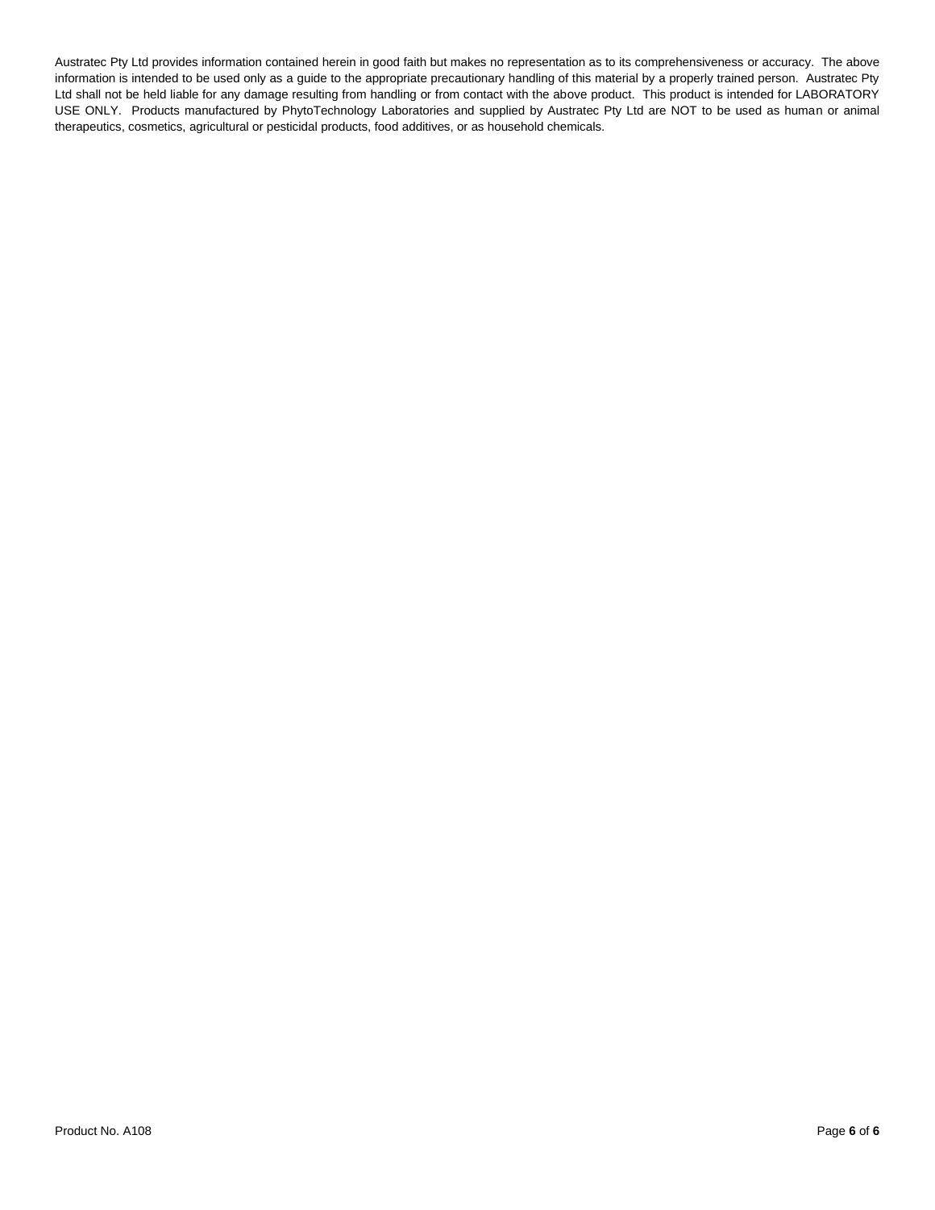Austratec Pty Ltd provides information contained herein in good faith but makes no representation as to its comprehensiveness or accuracy. The above information is intended to be used only as a guide to the appropriate precautionary handling of this material by a properly trained person. Austratec Pty Ltd shall not be held liable for any damage resulting from handling or from contact with the above product. This product is intended for LABORATORY USE ONLY. Products manufactured by PhytoTechnology Laboratories and supplied by Austratec Pty Ltd are NOT to be used as human or animal therapeutics, cosmetics, agricultural or pesticidal products, food additives, or as household chemicals.